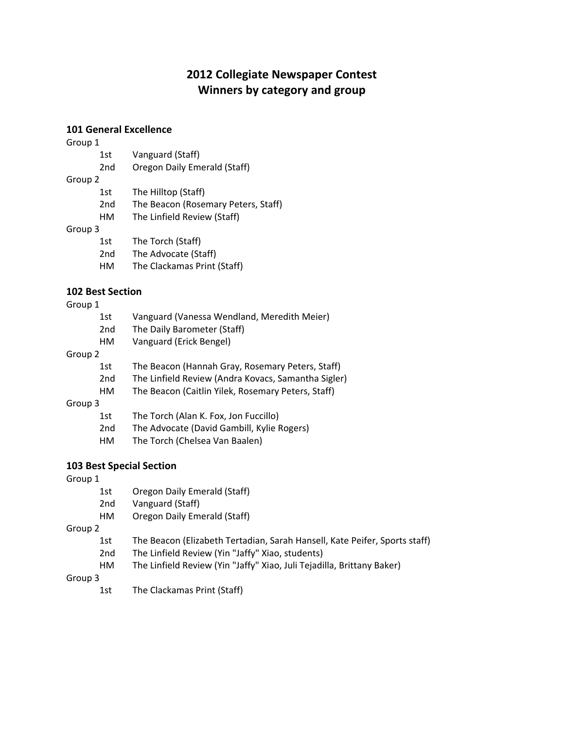# 2012 Collegiate Newspaper Contest
# Winners by category and group

### 101 General Excellence

Group 1

- 1st Vanguard (Staff)
- 2nd Oregon Daily Emerald (Staff)

Group 2

- 1st The Hilltop (Staff)
- 2nd The Beacon (Rosemary Peters, Staff)
- HM The Linfield Review (Staff)

Group 3

- 1st The Torch (Staff)
- 2nd The Advocate (Staff)
- HM The Clackamas Print (Staff)

### 102 Best Section

Group 1

- 1st Vanguard (Vanessa Wendland, Meredith Meier)
- 2nd The Daily Barometer (Staff)
- HM Vanguard (Erick Bengel)

Group 2

- 1st The Beacon (Hannah Gray, Rosemary Peters, Staff)
- 2nd The Linfield Review (Andra Kovacs, Samantha Sigler)
- HM The Beacon (Caitlin Yilek, Rosemary Peters, Staff)

Group 3

- 1st The Torch (Alan K. Fox, Jon Fuccillo)
- 2nd The Advocate (David Gambill, Kylie Rogers)
- HM The Torch (Chelsea Van Baalen)

### 103 Best Special Section

Group 1

- 1st Oregon Daily Emerald (Staff)
- 2nd Vanguard (Staff)
- HM Oregon Daily Emerald (Staff)

Group 2

- 1st The Beacon (Elizabeth Tertadian, Sarah Hansell, Kate Peifer, Sports staff)
- 2nd The Linfield Review (Yin "Jaffy" Xiao, students)
- HM The Linfield Review (Yin "Jaffy" Xiao, Juli Tejadilla, Brittany Baker)

Group 3

- 1st The Clackamas Print (Staff)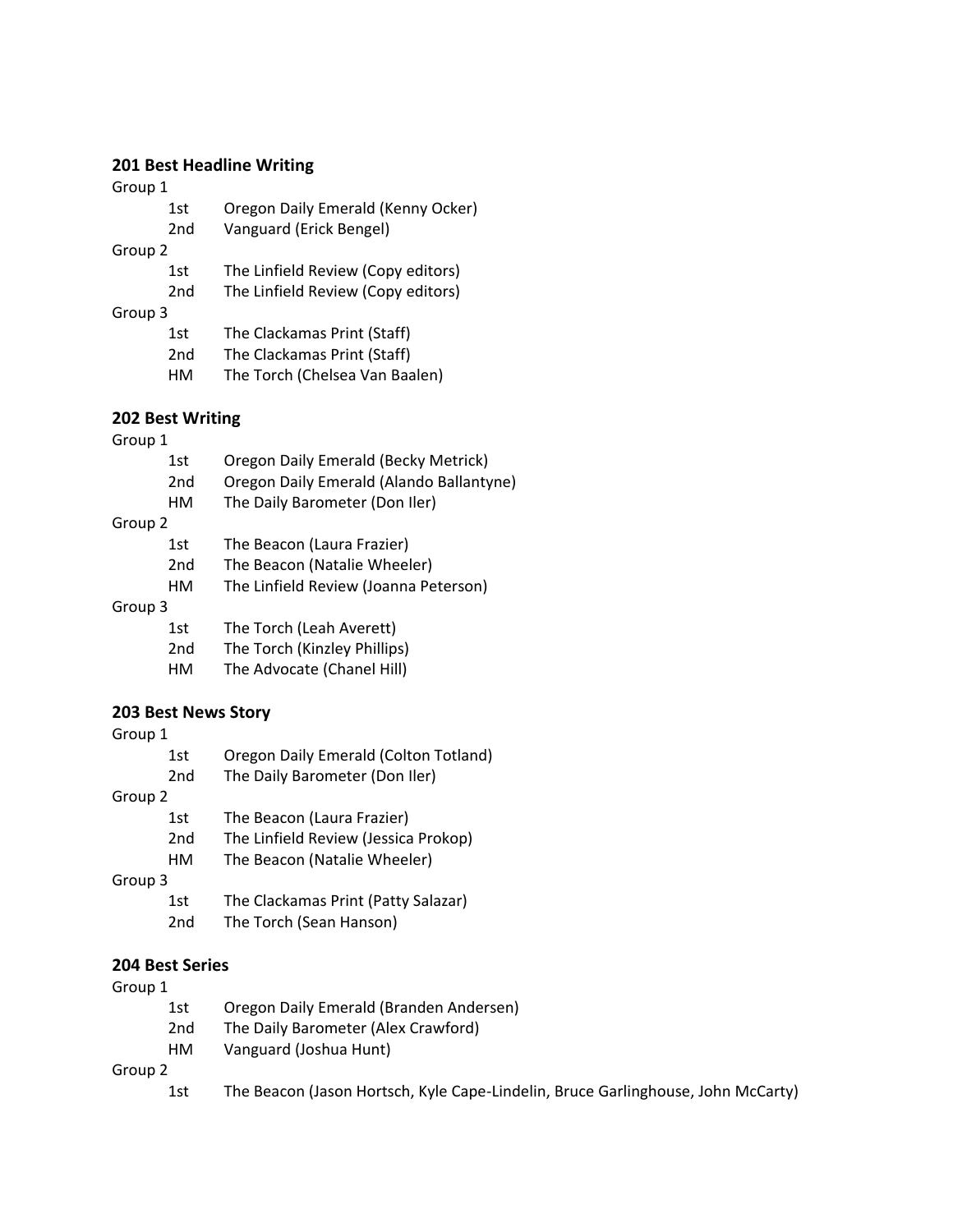### 201 Best Headline Writing

Group 1

- 1st Oregon Daily Emerald (Kenny Ocker)
- 2nd Vanguard (Erick Bengel)

Group 2

- 1st The Linfield Review (Copy editors)
- 2nd The Linfield Review (Copy editors)

Group 3

- 1st The Clackamas Print (Staff)
- 2nd The Clackamas Print (Staff)
- HM The Torch (Chelsea Van Baalen)

### 202 Best Writing

Group 1

- 1st Oregon Daily Emerald (Becky Metrick)
- 2nd Oregon Daily Emerald (Alando Ballantyne)
- HM The Daily Barometer (Don Iler)

Group 2

- 1st The Beacon (Laura Frazier)
- 2nd The Beacon (Natalie Wheeler)
- HM The Linfield Review (Joanna Peterson)

Group 3

- 1st The Torch (Leah Averett)
- 2nd The Torch (Kinzley Phillips)
- HM The Advocate (Chanel Hill)

### 203 Best News Story

Group 1

- 1st Oregon Daily Emerald (Colton Totland)
- 2nd The Daily Barometer (Don Iler)

Group 2

- 1st The Beacon (Laura Frazier)
- 2nd The Linfield Review (Jessica Prokop)
- HM The Beacon (Natalie Wheeler)

Group 3

- 1st The Clackamas Print (Patty Salazar)
- 2nd The Torch (Sean Hanson)

### 204 Best Series

Group 1

- 1st Oregon Daily Emerald (Branden Andersen)
- 2nd The Daily Barometer (Alex Crawford)
- HM Vanguard (Joshua Hunt)

Group 2

- 1st The Beacon (Jason Hortsch, Kyle Cape-Lindelin, Bruce Garlinghouse, John McCarty)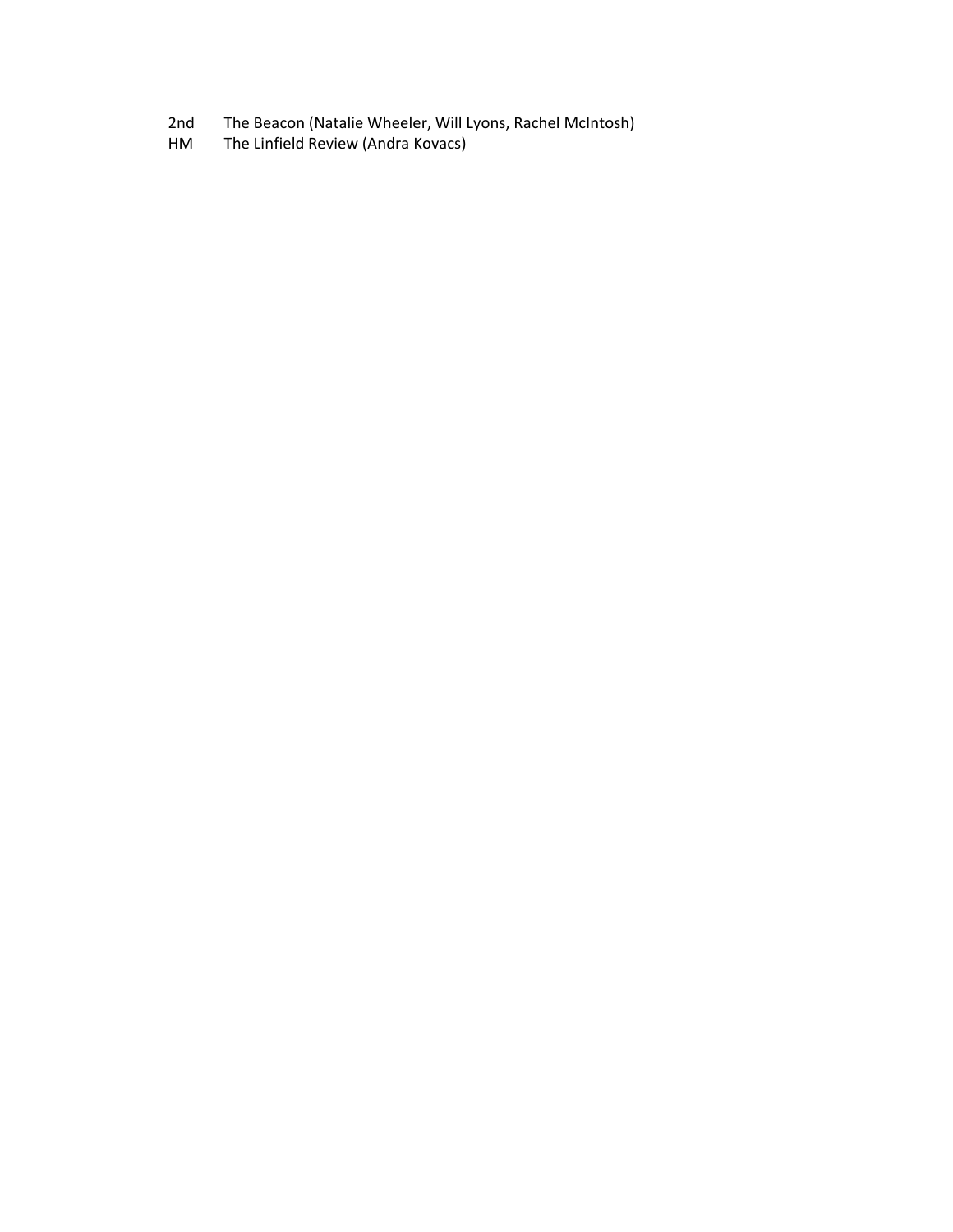2nd The Beacon (Natalie Wheeler, Will Lyons, Rachel McIntosh)
HM The Linfield Review (Andra Kovacs)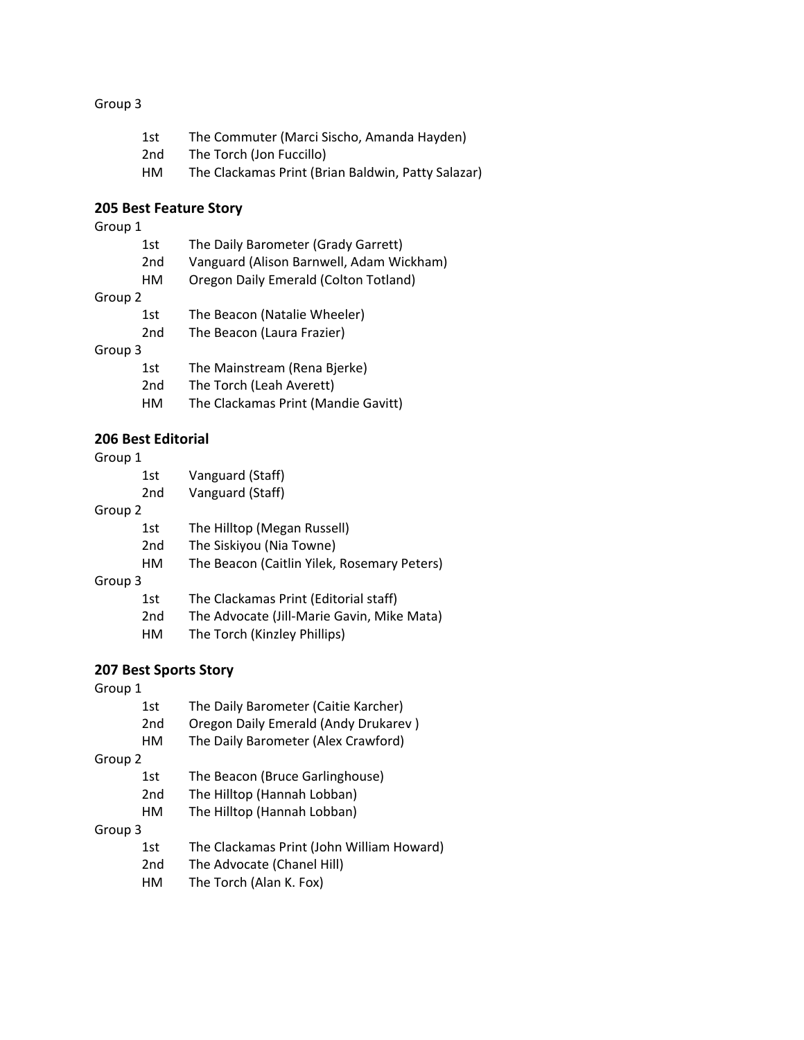Group 3

- 1st The Commuter (Marci Sischo, Amanda Hayden)
- 2nd The Torch (Jon Fuccillo)
- HM The Clackamas Print (Brian Baldwin, Patty Salazar)

**205 Best Feature Story**

Group 1

- 1st The Daily Barometer (Grady Garrett)
- 2nd Vanguard (Alison Barnwell, Adam Wickham)
- HM Oregon Daily Emerald (Colton Totland)

Group 2

- 1st The Beacon (Natalie Wheeler)
- 2nd The Beacon (Laura Frazier)

Group 3

- 1st The Mainstream (Rena Bjerke)
- 2nd The Torch (Leah Averett)
- HM The Clackamas Print (Mandie Gavitt)

**206 Best Editorial**

Group 1

- 1st Vanguard (Staff)
- 2nd Vanguard (Staff)

Group 2

- 1st The Hilltop (Megan Russell)
- 2nd The Siskiyou (Nia Towne)
- HM The Beacon (Caitlin Yilek, Rosemary Peters)

Group 3

- 1st The Clackamas Print (Editorial staff)
- 2nd The Advocate (Jill-Marie Gavin, Mike Mata)
- HM The Torch (Kinzley Phillips)

**207 Best Sports Story**

Group 1

- 1st The Daily Barometer (Caitie Karcher)
- 2nd Oregon Daily Emerald (Andy Drukarev )
- HM The Daily Barometer (Alex Crawford)

Group 2

- 1st The Beacon (Bruce Garlinghouse)
- 2nd The Hilltop (Hannah Lobban)
- HM The Hilltop (Hannah Lobban)

Group 3

- 1st The Clackamas Print (John William Howard)
- 2nd The Advocate (Chanel Hill)
- HM The Torch (Alan K. Fox)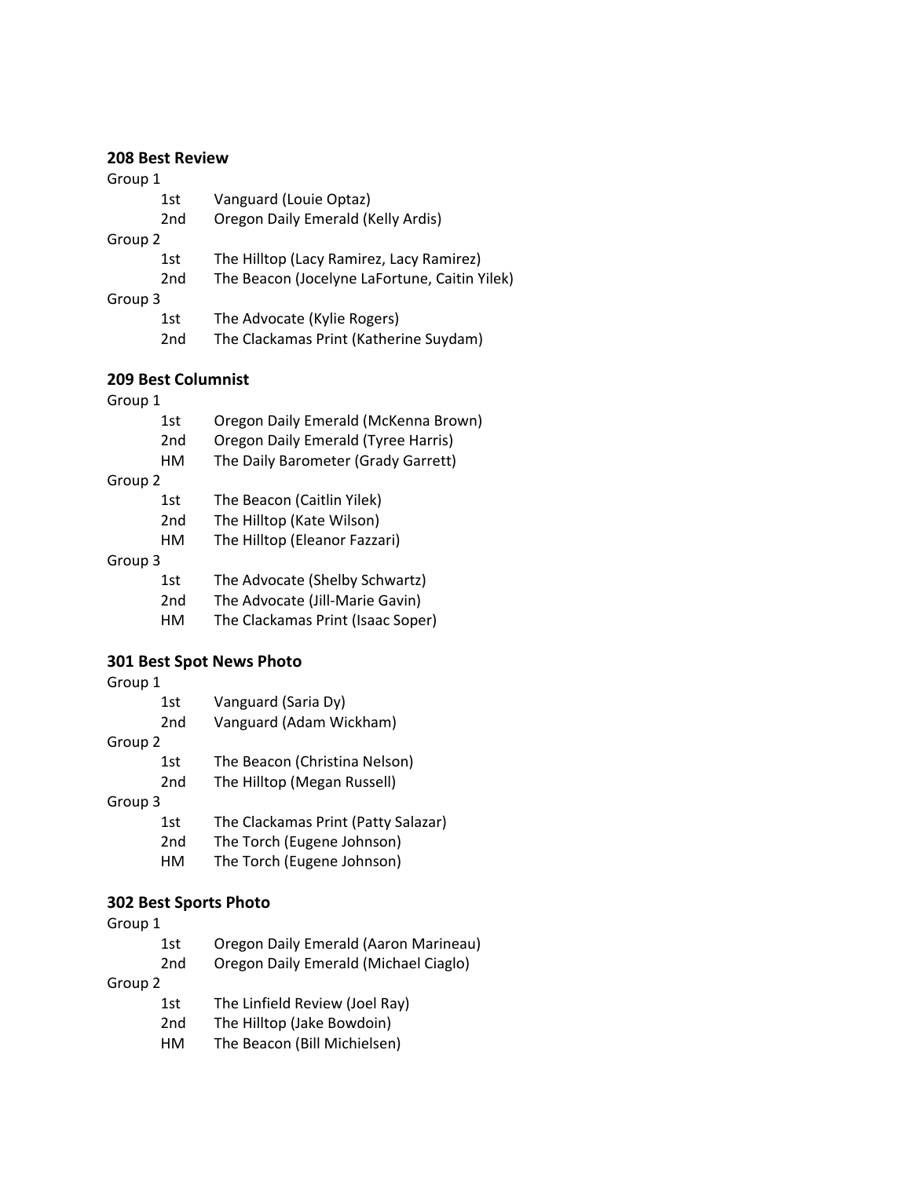**208 Best Review**

Group 1

- 1st Vanguard (Louie Optaz)
- 2nd Oregon Daily Emerald (Kelly Ardis)

Group 2

- 1st The Hilltop (Lacy Ramirez, Lacy Ramirez)
- 2nd The Beacon (Jocelyne LaFortune, Caitin Yilek)

Group 3

- 1st The Advocate (Kylie Rogers)
- 2nd The Clackamas Print (Katherine Suydam)

**209 Best Columnist**

Group 1

- 1st Oregon Daily Emerald (McKenna Brown)
- 2nd Oregon Daily Emerald (Tyree Harris)
- HM The Daily Barometer (Grady Garrett)

Group 2

- 1st The Beacon (Caitlin Yilek)
- 2nd The Hilltop (Kate Wilson)
- HM The Hilltop (Eleanor Fazzari)

Group 3

- 1st The Advocate (Shelby Schwartz)
- 2nd The Advocate (Jill-Marie Gavin)
- HM The Clackamas Print (Isaac Soper)

**301 Best Spot News Photo**

Group 1

- 1st Vanguard (Saria Dy)
- 2nd Vanguard (Adam Wickham)

Group 2

- 1st The Beacon (Christina Nelson)
- 2nd The Hilltop (Megan Russell)

Group 3

- 1st The Clackamas Print (Patty Salazar)
- 2nd The Torch (Eugene Johnson)
- HM The Torch (Eugene Johnson)

**302 Best Sports Photo**

Group 1

- 1st Oregon Daily Emerald (Aaron Marineau)
- 2nd Oregon Daily Emerald (Michael Ciaglo)

Group 2

- 1st The Linfield Review (Joel Ray)
- 2nd The Hilltop (Jake Bowdoin)
- HM The Beacon (Bill Michielsen)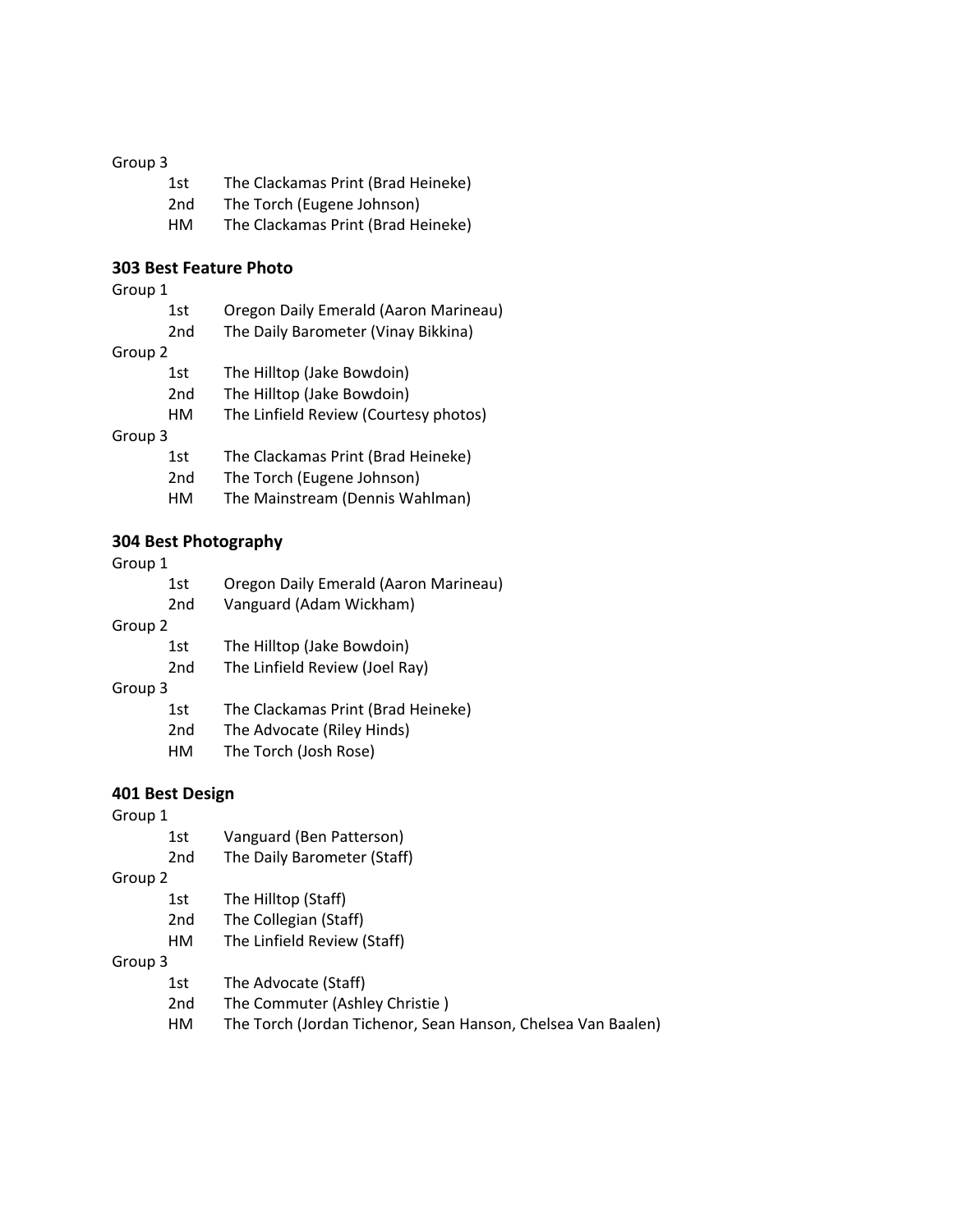Group 3

- 1st The Clackamas Print (Brad Heineke)
- 2nd The Torch (Eugene Johnson)
- HM The Clackamas Print (Brad Heineke)

**303 Best Feature Photo**

Group 1

- 1st Oregon Daily Emerald (Aaron Marineau)
- 2nd The Daily Barometer (Vinay Bikkina)

Group 2

- 1st The Hilltop (Jake Bowdoin)
- 2nd The Hilltop (Jake Bowdoin)
- HM The Linfield Review (Courtesy photos)

Group 3

- 1st The Clackamas Print (Brad Heineke)
- 2nd The Torch (Eugene Johnson)
- HM The Mainstream (Dennis Wahlman)

**304 Best Photography**

Group 1

- 1st Oregon Daily Emerald (Aaron Marineau)
- 2nd Vanguard (Adam Wickham)

Group 2

- 1st The Hilltop (Jake Bowdoin)
- 2nd The Linfield Review (Joel Ray)

Group 3

- 1st The Clackamas Print (Brad Heineke)
- 2nd The Advocate (Riley Hinds)
- HM The Torch (Josh Rose)

**401 Best Design**

Group 1

- 1st Vanguard (Ben Patterson)
- 2nd The Daily Barometer (Staff)

Group 2

- 1st The Hilltop (Staff)
- 2nd The Collegian (Staff)
- HM The Linfield Review (Staff)

Group 3

- 1st The Advocate (Staff)
- 2nd The Commuter (Ashley Christie )
- HM The Torch (Jordan Tichenor, Sean Hanson, Chelsea Van Baalen)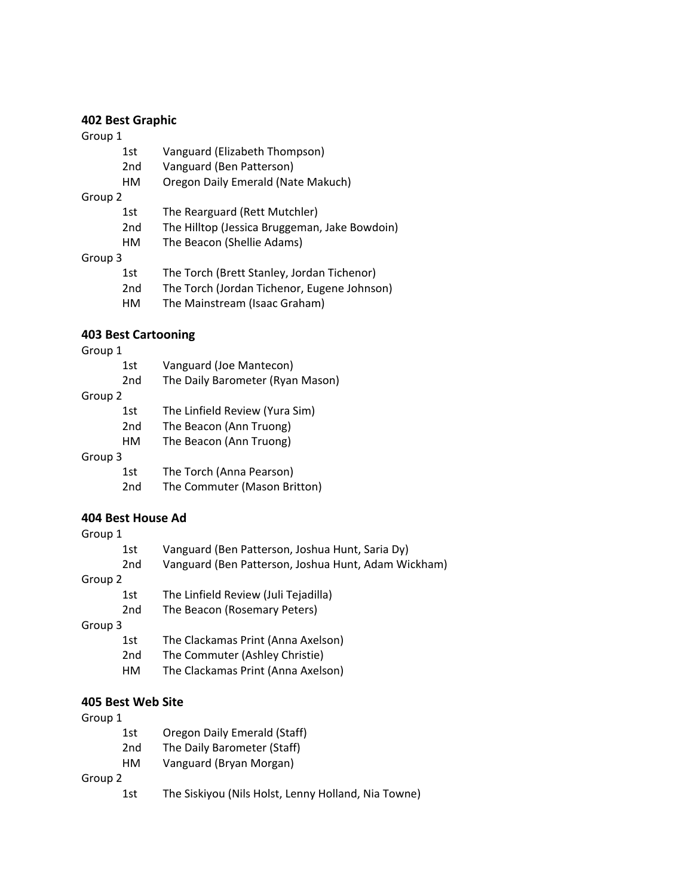**402 Best Graphic**

Group 1

- 1st Vanguard (Elizabeth Thompson)
- 2nd Vanguard (Ben Patterson)
- HM Oregon Daily Emerald (Nate Makuch)

Group 2

- 1st The Rearguard (Rett Mutchler)
- 2nd The Hilltop (Jessica Bruggeman, Jake Bowdoin)
- HM The Beacon (Shellie Adams)

Group 3

- 1st The Torch (Brett Stanley, Jordan Tichenor)
- 2nd The Torch (Jordan Tichenor, Eugene Johnson)
- HM The Mainstream (Isaac Graham)

**403 Best Cartooning**

Group 1

- 1st Vanguard (Joe Mantecon)
- 2nd The Daily Barometer (Ryan Mason)

Group 2

- 1st The Linfield Review (Yura Sim)
- 2nd The Beacon (Ann Truong)
- HM The Beacon (Ann Truong)

Group 3

- 1st The Torch (Anna Pearson)
- 2nd The Commuter (Mason Britton)

**404 Best House Ad**

Group 1

- 1st Vanguard (Ben Patterson, Joshua Hunt, Saria Dy)
- 2nd Vanguard (Ben Patterson, Joshua Hunt, Adam Wickham)

Group 2

- 1st The Linfield Review (Juli Tejadilla)
- 2nd The Beacon (Rosemary Peters)

Group 3

- 1st The Clackamas Print (Anna Axelson)
- 2nd The Commuter (Ashley Christie)
- HM The Clackamas Print (Anna Axelson)

**405 Best Web Site**

Group 1

- 1st Oregon Daily Emerald (Staff)
- 2nd The Daily Barometer (Staff)
- HM Vanguard (Bryan Morgan)

Group 2

- 1st The Siskiyou (Nils Holst, Lenny Holland, Nia Towne)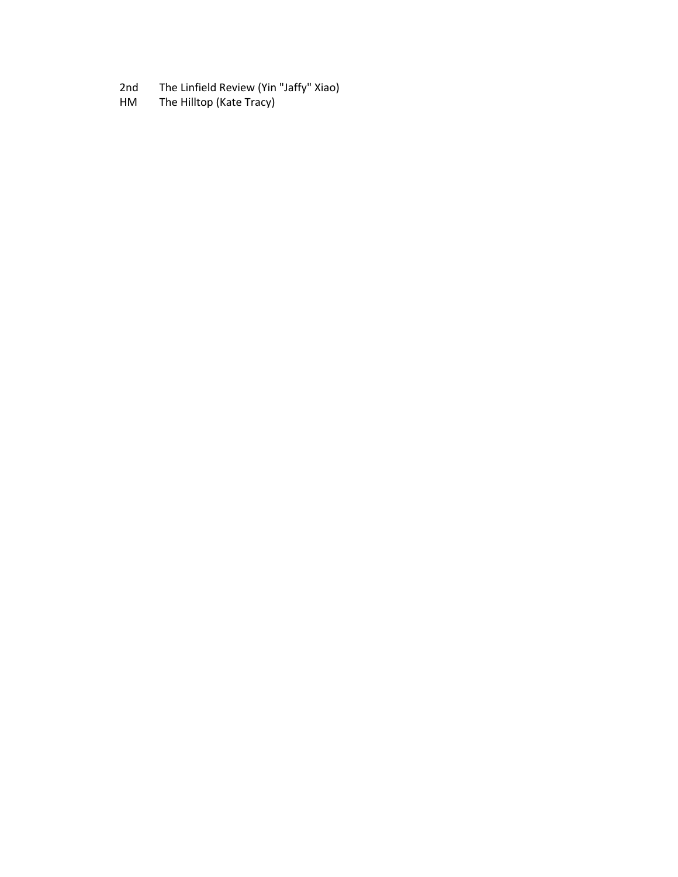| | |
|---|---|
| 2nd | The Linfield Review (Yin "Jaffy" Xiao) |
| HM | The Hilltop (Kate Tracy) |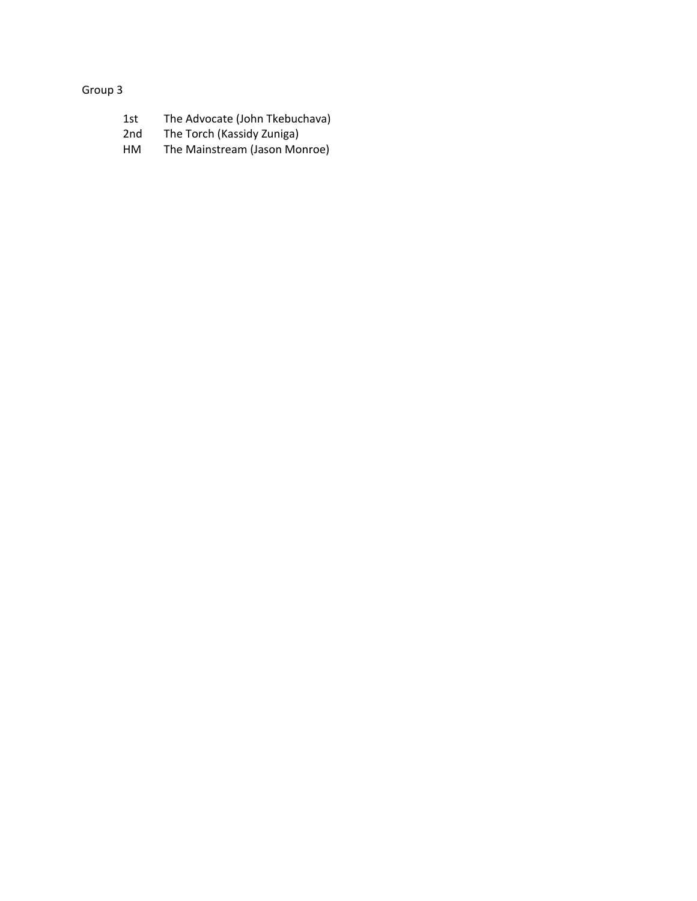Group 3

| | |
|---|---|
| 1st | The Advocate (John Tkebuchava) |
| 2nd | The Torch (Kassidy Zuniga) |
| HM | The Mainstream (Jason Monroe) |